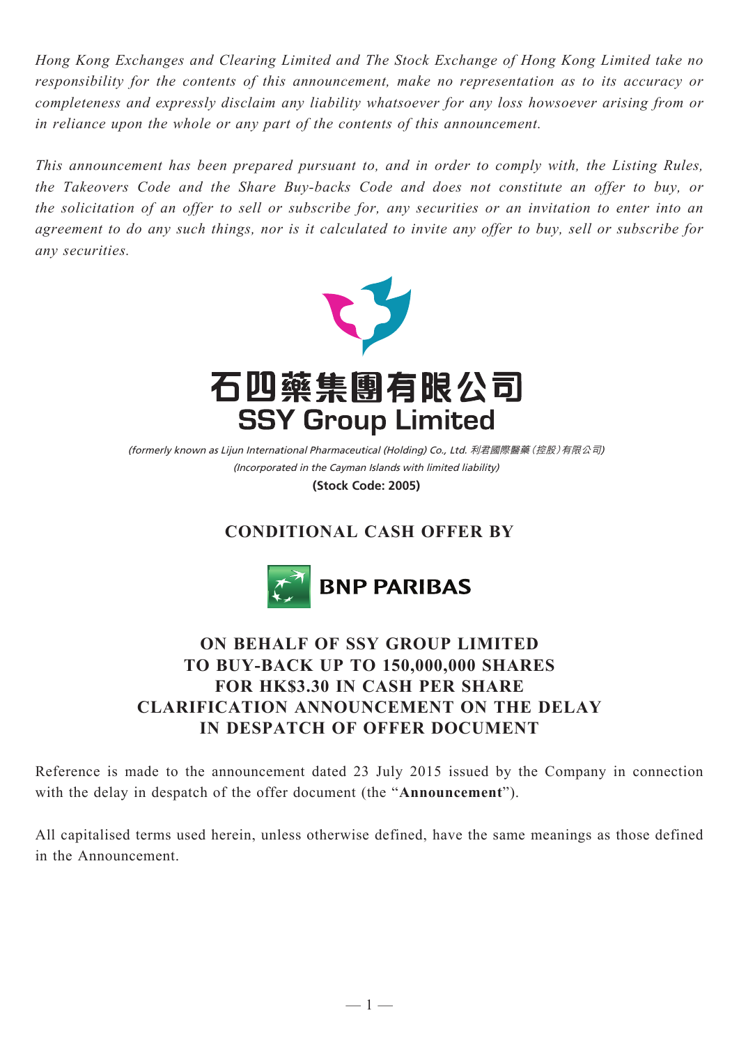*Hong Kong Exchanges and Clearing Limited and The Stock Exchange of Hong Kong Limited take no responsibility for the contents of this announcement, make no representation as to its accuracy or completeness and expressly disclaim any liability whatsoever for any loss howsoever arising from or in reliance upon the whole or any part of the contents of this announcement.*

*This announcement has been prepared pursuant to, and in order to comply with, the Listing Rules, the Takeovers Code and the Share Buy-backs Code and does not constitute an offer to buy, or the solicitation of an offer to sell or subscribe for, any securities or an invitation to enter into an agreement to do any such things, nor is it calculated to invite any offer to buy, sell or subscribe for any securities.*

# 石四藥集團有限公司
# SSY Group Limited

*(formerly known as Lijun International Pharmaceutical (Holding) Co., Ltd. 利君國際醫藥(控股)有限公司)*
*(Incorporated in the Cayman Islands with limited liability)*
**(Stock Code: 2005)**

## CONDITIONAL CASH OFFER BY

**BNP PARIBAS**

## ON BEHALF OF SSY GROUP LIMITED TO BUY-BACK UP TO 150,000,000 SHARES FOR HK$3.30 IN CASH PER SHARE CLARIFICATION ANNOUNCEMENT ON THE DELAY IN DESPATCH OF OFFER DOCUMENT

Reference is made to the announcement dated 23 July 2015 issued by the Company in connection with the delay in despatch of the offer document (the "**Announcement**").

All capitalised terms used herein, unless otherwise defined, have the same meanings as those defined in the Announcement.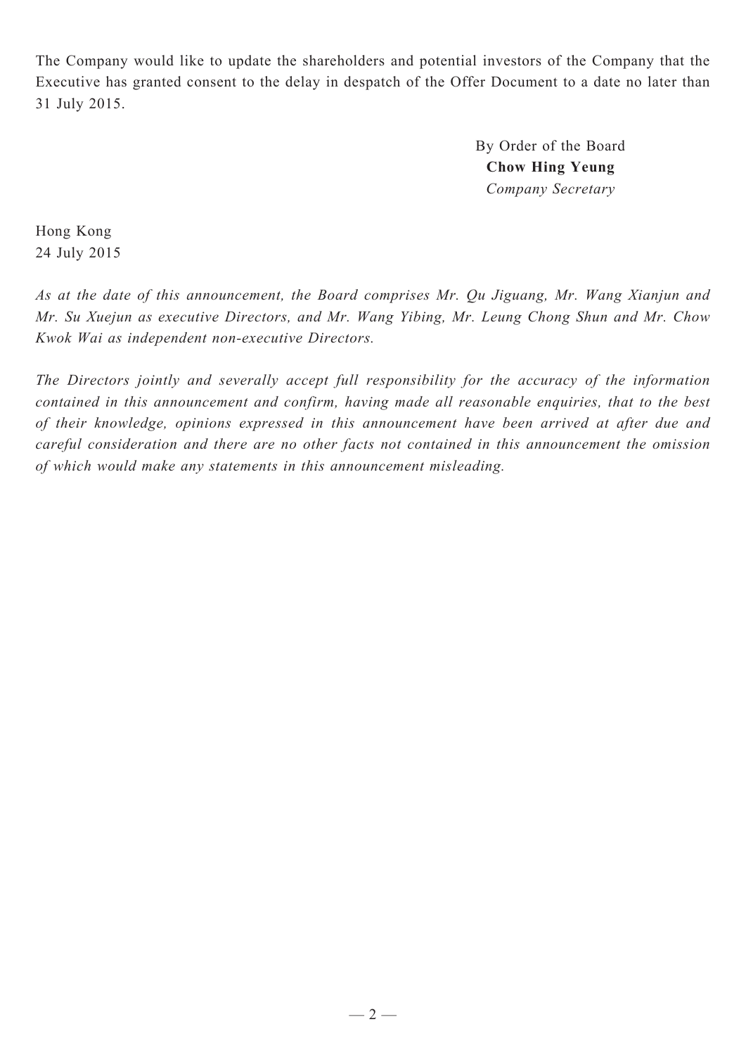The Company would like to update the shareholders and potential investors of the Company that the Executive has granted consent to the delay in despatch of the Offer Document to a date no later than 31 July 2015.

By Order of the Board
**Chow Hing Yeung**
*Company Secretary*

Hong Kong
24 July 2015

*As at the date of this announcement, the Board comprises Mr. Qu Jiguang, Mr. Wang Xianjun and Mr. Su Xuejun as executive Directors, and Mr. Wang Yibing, Mr. Leung Chong Shun and Mr. Chow Kwok Wai as independent non-executive Directors.*

*The Directors jointly and severally accept full responsibility for the accuracy of the information contained in this announcement and confirm, having made all reasonable enquiries, that to the best of their knowledge, opinions expressed in this announcement have been arrived at after due and careful consideration and there are no other facts not contained in this announcement the omission of which would make any statements in this announcement misleading.*